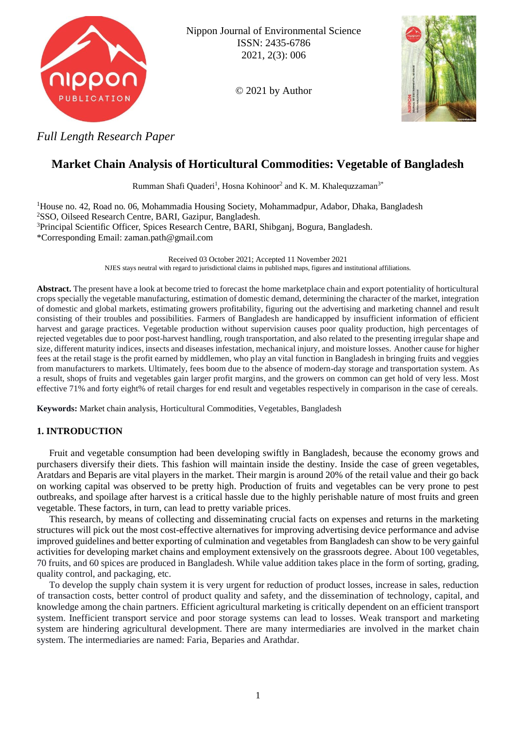Nippon Journal of Environmental Science
ISSN: 2435-6786
2021, 2(3): 006

© 2021 by Author

*Full Length Research Paper*

# Market Chain Analysis of Horticultural Commodities: Vegetable of Bangladesh

Rumman Shafi Quaderi[1], Hosna Kohinoor[2] and K. M. Khalequzzaman[3*]

[1]House no. 42, Road no. 06, Mohammadia Housing Society, Mohammadpur, Adabor, Dhaka, Bangladesh
[2]SSO, Oilseed Research Centre, BARI, Gazipur, Bangladesh.
[3]Principal Scientific Officer, Spices Research Centre, BARI, Shibganj, Bogura, Bangladesh.
*Corresponding Email: zaman.path@gmail.com

Received 03 October 2021; Accepted 11 November 2021
NJES stays neutral with regard to jurisdictional claims in published maps, figures and institutional affiliations.

**Abstract.** The present have a look at become tried to forecast the home marketplace chain and export potentiality of horticultural crops specially the vegetable manufacturing, estimation of domestic demand, determining the character of the market, integration of domestic and global markets, estimating growers profitability, figuring out the advertising and marketing channel and result consisting of their troubles and possibilities. Farmers of Bangladesh are handicapped by insufficient information of efficient harvest and garage practices. Vegetable production without supervision causes poor quality production, high percentages of rejected vegetables due to poor post-harvest handling, rough transportation, and also related to the presenting irregular shape and size, different maturity indices, insects and diseases infestation, mechanical injury, and moisture losses. Another cause for higher fees at the retail stage is the profit earned by middlemen, who play an vital function in Bangladesh in bringing fruits and veggies from manufacturers to markets. Ultimately, fees boom due to the absence of modern-day storage and transportation system. As a result, shops of fruits and vegetables gain larger profit margins, and the growers on common can get hold of very less. Most effective 71% and forty eight% of retail charges for end result and vegetables respectively in comparison in the case of cereals.

**Keywords:** Market chain analysis, Horticultural Commodities, Vegetables, Bangladesh

## 1. INTRODUCTION

Fruit and vegetable consumption had been developing swiftly in Bangladesh, because the economy grows and purchasers diversify their diets. This fashion will maintain inside the destiny. Inside the case of green vegetables, Aratdars and Beparis are vital players in the market. Their margin is around 20% of the retail value and their go back on working capital was observed to be pretty high. Production of fruits and vegetables can be very prone to pest outbreaks, and spoilage after harvest is a critical hassle due to the highly perishable nature of most fruits and green vegetable. These factors, in turn, can lead to pretty variable prices.

This research, by means of collecting and disseminating crucial facts on expenses and returns in the marketing structures will pick out the most cost-effective alternatives for improving advertising device performance and advise improved guidelines and better exporting of culmination and vegetables from Bangladesh can show to be very gainful activities for developing market chains and employment extensively on the grassroots degree. About 100 vegetables, 70 fruits, and 60 spices are produced in Bangladesh. While value addition takes place in the form of sorting, grading, quality control, and packaging, etc.

To develop the supply chain system it is very urgent for reduction of product losses, increase in sales, reduction of transaction costs, better control of product quality and safety, and the dissemination of technology, capital, and knowledge among the chain partners. Efficient agricultural marketing is critically dependent on an efficient transport system. Inefficient transport service and poor storage systems can lead to losses. Weak transport and marketing system are hindering agricultural development. There are many intermediaries are involved in the market chain system. The intermediaries are named: Faria, Beparies and Arathdar.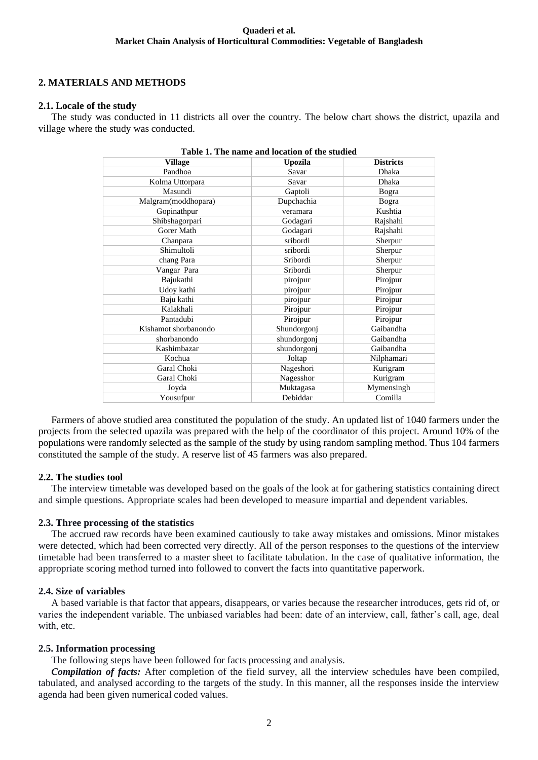## 2. MATERIALS AND METHODS

### 2.1. Locale of the study

The study was conducted in 11 districts all over the country. The below chart shows the district, upazila and village where the study was conducted.

**Table 1. The name and location of the studied**

| Village | Upozila | Districts |
|---|---|---|
| Pandhoa | Savar | Dhaka |
| Kolma Uttorpara | Savar | Dhaka |
| Masundi | Gaptoli | Bogra |
| Malgram(moddhopara) | Dupchachia | Bogra |
| Gopinathpur | veramara | Kushtia |
| Shibshagorpari | Godagari | Rajshahi |
| Gorer Math | Godagari | Rajshahi |
| Chanpara | sribordi | Sherpur |
| Shimultoli | sribordi | Sherpur |
| chang Para | Sribordi | Sherpur |
| Vangar Para | Sribordi | Sherpur |
| Bajukathi | pirojpur | Pirojpur |
| Udoy kathi | pirojpur | Pirojpur |
| Baju kathi | pirojpur | Pirojpur |
| Kalakhali | Pirojpur | Pirojpur |
| Pantadubi | Pirojpur | Pirojpur |
| Kishamot shorbanondo | Shundorgonj | Gaibandha |
| shorbanondo | shundorgonj | Gaibandha |
| Kashimbazar | shundorgonj | Gaibandha |
| Kochua | Joltap | Nilphamari |
| Garal Choki | Nageshori | Kurigram |
| Garal Choki | Nagesshor | Kurigram |
| Joyda | Muktagasa | Mymensingh |
| Yousufpur | Debiddar | Comilla |

Farmers of above studied area constituted the population of the study. An updated list of 1040 farmers under the projects from the selected upazila was prepared with the help of the coordinator of this project. Around 10% of the populations were randomly selected as the sample of the study by using random sampling method. Thus 104 farmers constituted the sample of the study. A reserve list of 45 farmers was also prepared.

### 2.2. The studies tool

The interview timetable was developed based on the goals of the look at for gathering statistics containing direct and simple questions. Appropriate scales had been developed to measure impartial and dependent variables.

### 2.3. Three processing of the statistics

The accrued raw records have been examined cautiously to take away mistakes and omissions. Minor mistakes were detected, which had been corrected very directly. All of the person responses to the questions of the interview timetable had been transferred to a master sheet to facilitate tabulation. In the case of qualitative information, the appropriate scoring method turned into followed to convert the facts into quantitative paperwork.

### 2.4. Size of variables

A based variable is that factor that appears, disappears, or varies because the researcher introduces, gets rid of, or varies the independent variable. The unbiased variables had been: date of an interview, call, father's call, age, deal with, etc.

### 2.5. Information processing

The following steps have been followed for facts processing and analysis.

***Compilation of facts:*** After completion of the field survey, all the interview schedules have been compiled, tabulated, and analysed according to the targets of the study. In this manner, all the responses inside the interview agenda had been given numerical coded values.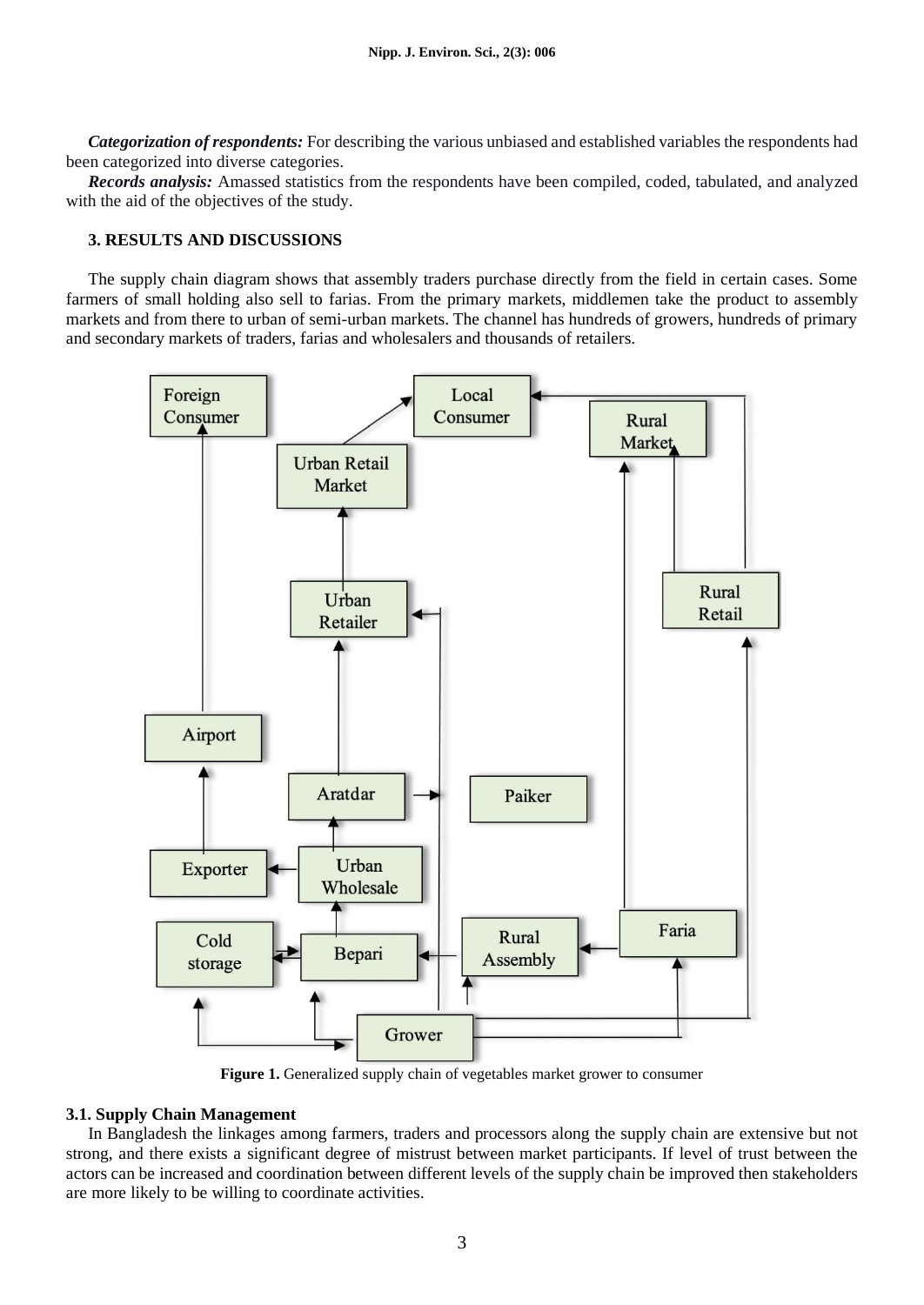***Categorization of respondents:*** For describing the various unbiased and established variables the respondents had been categorized into diverse categories.

***Records analysis:*** Amassed statistics from the respondents have been compiled, coded, tabulated, and analyzed with the aid of the objectives of the study.

## 3. RESULTS AND DISCUSSIONS

The supply chain diagram shows that assembly traders purchase directly from the field in certain cases. Some farmers of small holding also sell to farias. From the primary markets, middlemen take the product to assembly markets and from there to urban of semi-urban markets. The channel has hundreds of growers, hundreds of primary and secondary markets of traders, farias and wholesalers and thousands of retailers.

**Figure 1.** Generalized supply chain of vegetables market grower to consumer

### 3.1. Supply Chain Management

In Bangladesh the linkages among farmers, traders and processors along the supply chain are extensive but not strong, and there exists a significant degree of mistrust between market participants. If level of trust between the actors can be increased and coordination between different levels of the supply chain be improved then stakeholders are more likely to be willing to coordinate activities.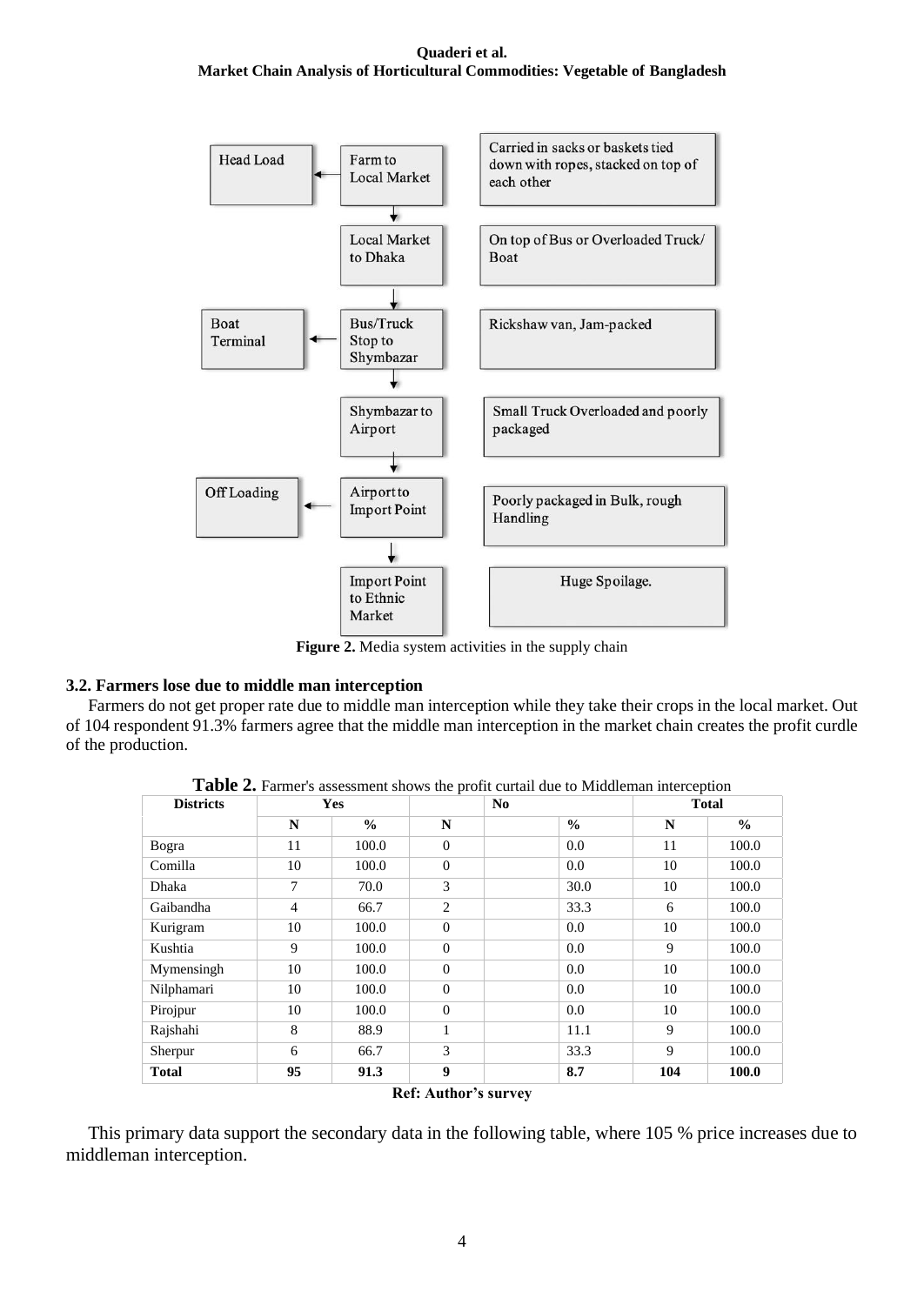Head Load

Farm to Local Market

Carried in sacks or baskets tied down with ropes, stacked on top of each other

Local Market to Dhaka

On top of Bus or Overloaded Truck/ Boat

Boat Terminal

Bus/Truck Stop to Shymbazar

Rickshaw van, Jam-packed

Shymbazar to Airport

Small Truck Overloaded and poorly packaged

Off Loading

Airport to Import Point

Poorly packaged in Bulk, rough Handling

Import Point to Ethnic Market

Huge Spoilage.

**Figure 2.** Media system activities in the supply chain

### 3.2. Farmers lose due to middle man interception

Farmers do not get proper rate due to middle man interception while they take their crops in the local market. Out of 104 respondent 91.3% farmers agree that the middle man interception in the market chain creates the profit curdle of the production.

**Table 2.** Farmer's assessment shows the profit curtail due to Middleman interception

| Districts | Yes | | No | | Total | |
|---|---|---|---|---|---|---|
| | N | % | N | % | N | % |
| Bogra | 11 | 100.0 | 0 | 0.0 | 11 | 100.0 |
| Comilla | 10 | 100.0 | 0 | 0.0 | 10 | 100.0 |
| Dhaka | 7 | 70.0 | 3 | 30.0 | 10 | 100.0 |
| Gaibandha | 4 | 66.7 | 2 | 33.3 | 6 | 100.0 |
| Kurigram | 10 | 100.0 | 0 | 0.0 | 10 | 100.0 |
| Kushtia | 9 | 100.0 | 0 | 0.0 | 9 | 100.0 |
| Mymensingh | 10 | 100.0 | 0 | 0.0 | 10 | 100.0 |
| Nilphamari | 10 | 100.0 | 0 | 0.0 | 10 | 100.0 |
| Pirojpur | 10 | 100.0 | 0 | 0.0 | 10 | 100.0 |
| Rajshahi | 8 | 88.9 | 1 | 11.1 | 9 | 100.0 |
| Sherpur | 6 | 66.7 | 3 | 33.3 | 9 | 100.0 |
| **Total** | **95** | **91.3** | **9** | **8.7** | **104** | **100.0** |

**Ref: Author's survey**

This primary data support the secondary data in the following table, where 105 % price increases due to middleman interception.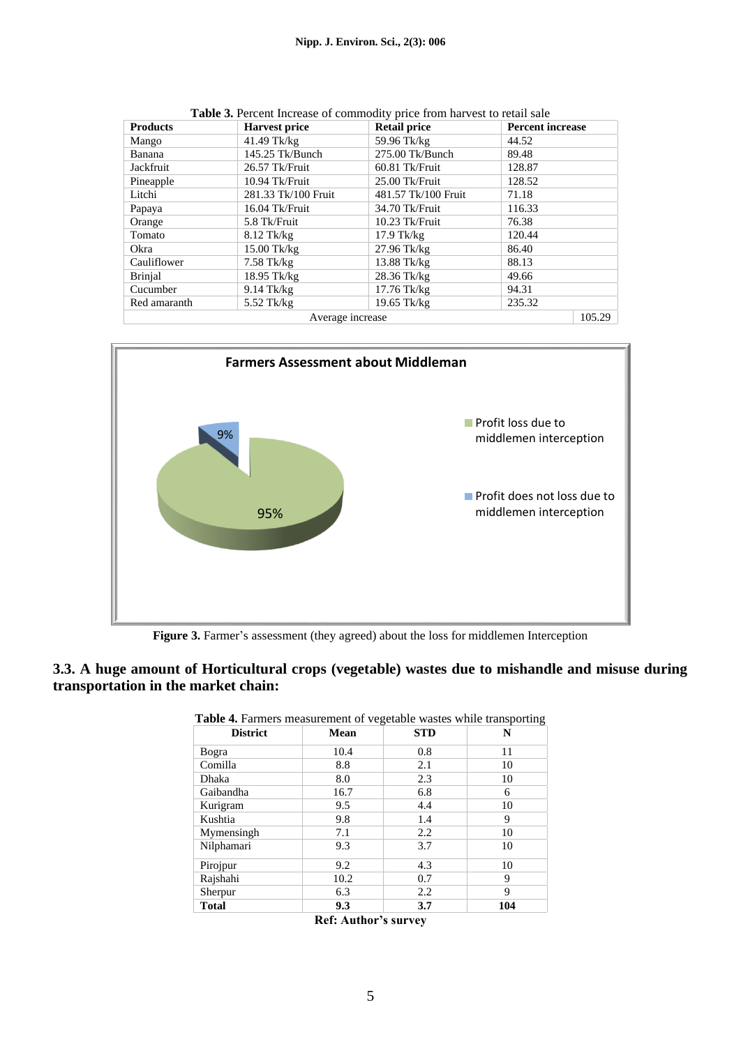**Table 3.** Percent Increase of commodity price from harvest to retail sale

| Products | Harvest price | Retail price | Percent increase |
|---|---|---|---|
| Mango | 41.49 Tk/kg | 59.96 Tk/kg | 44.52 |
| Banana | 145.25 Tk/Bunch | 275.00 Tk/Bunch | 89.48 |
| Jackfruit | 26.57 Tk/Fruit | 60.81 Tk/Fruit | 128.87 |
| Pineapple | 10.94 Tk/Fruit | 25.00 Tk/Fruit | 128.52 |
| Litchi | 281.33 Tk/100 Fruit | 481.57 Tk/100 Fruit | 71.18 |
| Papaya | 16.04 Tk/Fruit | 34.70 Tk/Fruit | 116.33 |
| Orange | 5.8 Tk/Fruit | 10.23 Tk/Fruit | 76.38 |
| Tomato | 8.12 Tk/kg | 17.9 Tk/kg | 120.44 |
| Okra | 15.00 Tk/kg | 27.96 Tk/kg | 86.40 |
| Cauliflower | 7.58 Tk/kg | 13.88 Tk/kg | 88.13 |
| Brinjal | 18.95 Tk/kg | 28.36 Tk/kg | 49.66 |
| Cucumber | 9.14 Tk/kg | 17.76 Tk/kg | 94.31 |
| Red amaranth | 5.52 Tk/kg | 19.65 Tk/kg | 235.32 |
| Average increase | | | 105.29 |

**Farmers Assessment about Middleman**

- Profit loss due to middlemen interception: 95%
- Profit does not loss due to middlemen interception: 9%

**Figure 3.** Farmer's assessment (they agreed) about the loss for middlemen Interception

### 3.3. A huge amount of Horticultural crops (vegetable) wastes due to mishandle and misuse during transportation in the market chain:

**Table 4.** Farmers measurement of vegetable wastes while transporting

| District | Mean | STD | N |
|---|---|---|---|
| Bogra | 10.4 | 0.8 | 11 |
| Comilla | 8.8 | 2.1 | 10 |
| Dhaka | 8.0 | 2.3 | 10 |
| Gaibandha | 16.7 | 6.8 | 6 |
| Kurigram | 9.5 | 4.4 | 10 |
| Kushtia | 9.8 | 1.4 | 9 |
| Mymensingh | 7.1 | 2.2 | 10 |
| Nilphamari | 9.3 | 3.7 | 10 |
| Pirojpur | 9.2 | 4.3 | 10 |
| Rajshahi | 10.2 | 0.7 | 9 |
| Sherpur | 6.3 | 2.2 | 9 |
| **Total** | **9.3** | **3.7** | **104** |

**Ref: Author's survey**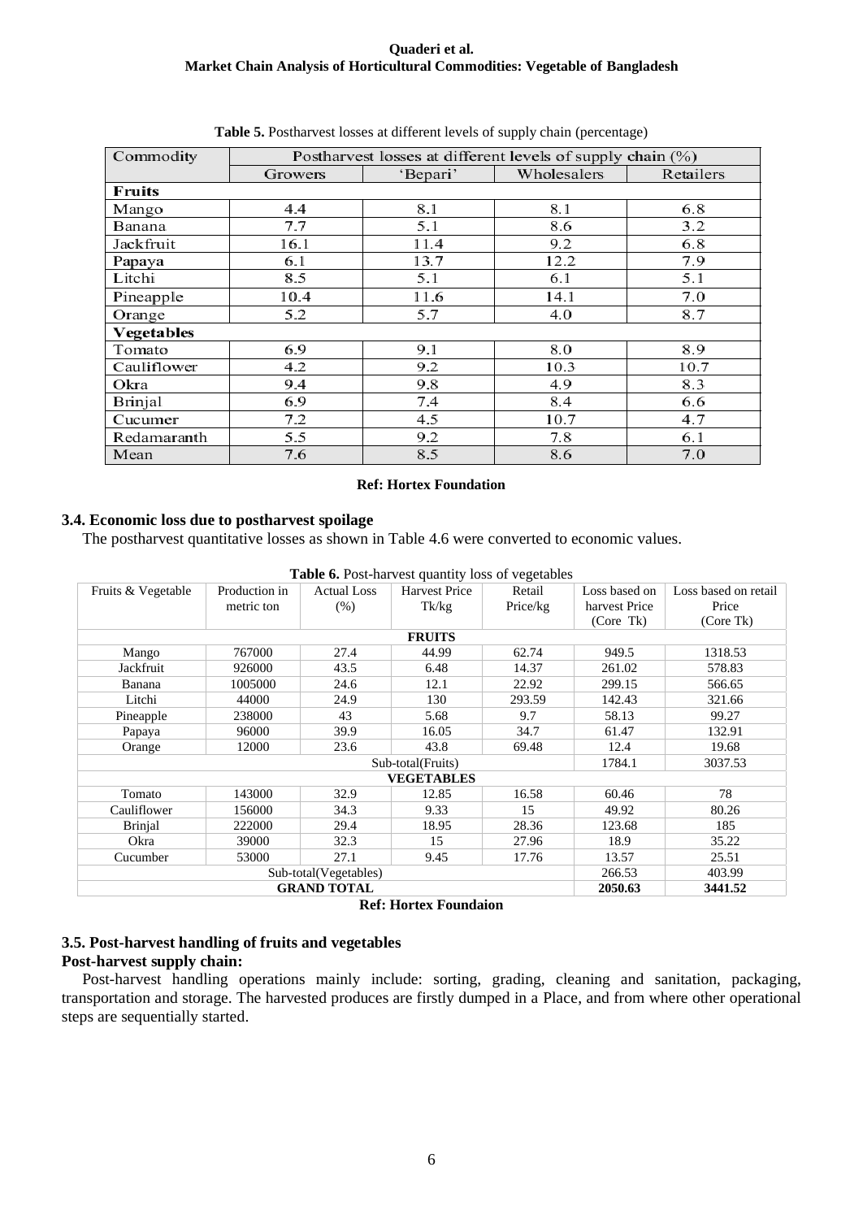**Table 5.** Postharvest losses at different levels of supply chain (percentage)

| Commodity | Postharvest losses at different levels of supply chain (%) | | | |
|---|---|---|---|---|
| | Growers | 'Bepari' | Wholesalers | Retailers |
| **Fruits** | | | | |
| Mango | 4.4 | 8.1 | 8.1 | 6.8 |
| Banana | 7.7 | 5.1 | 8.6 | 3.2 |
| Jackfruit | 16.1 | 11.4 | 9.2 | 6.8 |
| Papaya | 6.1 | 13.7 | 12.2 | 7.9 |
| Litchi | 8.5 | 5.1 | 6.1 | 5.1 |
| Pineapple | 10.4 | 11.6 | 14.1 | 7.0 |
| Orange | 5.2 | 5.7 | 4.0 | 8.7 |
| **Vegetables** | | | | |
| Tomato | 6.9 | 9.1 | 8.0 | 8.9 |
| Cauliflower | 4.2 | 9.2 | 10.3 | 10.7 |
| Okra | 9.4 | 9.8 | 4.9 | 8.3 |
| Brinjal | 6.9 | 7.4 | 8.4 | 6.6 |
| Cucumer | 7.2 | 4.5 | 10.7 | 4.7 |
| Redamaranth | 5.5 | 9.2 | 7.8 | 6.1 |
| Mean | 7.6 | 8.5 | 8.6 | 7.0 |

**Ref: Hortex Foundation**

### 3.4. Economic loss due to postharvest spoilage

The postharvest quantitative losses as shown in Table 4.6 were converted to economic values.

**Table 6.** Post-harvest quantity loss of vegetables

| Fruits & Vegetable | Production in metric ton | Actual Loss (%) | Harvest Price Tk/kg | Retail Price/kg | Loss based on harvest Price (Core Tk) | Loss based on retail Price (Core Tk) |
|---|---|---|---|---|---|---|
| **FRUITS** | | | | | | |
| Mango | 767000 | 27.4 | 44.99 | 62.74 | 949.5 | 1318.53 |
| Jackfruit | 926000 | 43.5 | 6.48 | 14.37 | 261.02 | 578.83 |
| Banana | 1005000 | 24.6 | 12.1 | 22.92 | 299.15 | 566.65 |
| Litchi | 44000 | 24.9 | 130 | 293.59 | 142.43 | 321.66 |
| Pineapple | 238000 | 43 | 5.68 | 9.7 | 58.13 | 99.27 |
| Papaya | 96000 | 39.9 | 16.05 | 34.7 | 61.47 | 132.91 |
| Orange | 12000 | 23.6 | 43.8 | 69.48 | 12.4 | 19.68 |
| Sub-total(Fruits) | | | | | 1784.1 | 3037.53 |
| **VEGETABLES** | | | | | | |
| Tomato | 143000 | 32.9 | 12.85 | 16.58 | 60.46 | 78 |
| Cauliflower | 156000 | 34.3 | 9.33 | 15 | 49.92 | 80.26 |
| Brinjal | 222000 | 29.4 | 18.95 | 28.36 | 123.68 | 185 |
| Okra | 39000 | 32.3 | 15 | 27.96 | 18.9 | 35.22 |
| Cucumber | 53000 | 27.1 | 9.45 | 17.76 | 13.57 | 25.51 |
| Sub-total(Vegetables) | | | | | 266.53 | 403.99 |
| **GRAND TOTAL** | | | | | **2050.63** | **3441.52** |

**Ref: Hortex Foundaion**

### 3.5. Post-harvest handling of fruits and vegetables

**Post-harvest supply chain:**

Post-harvest handling operations mainly include: sorting, grading, cleaning and sanitation, packaging, transportation and storage. The harvested produces are firstly dumped in a Place, and from where other operational steps are sequentially started.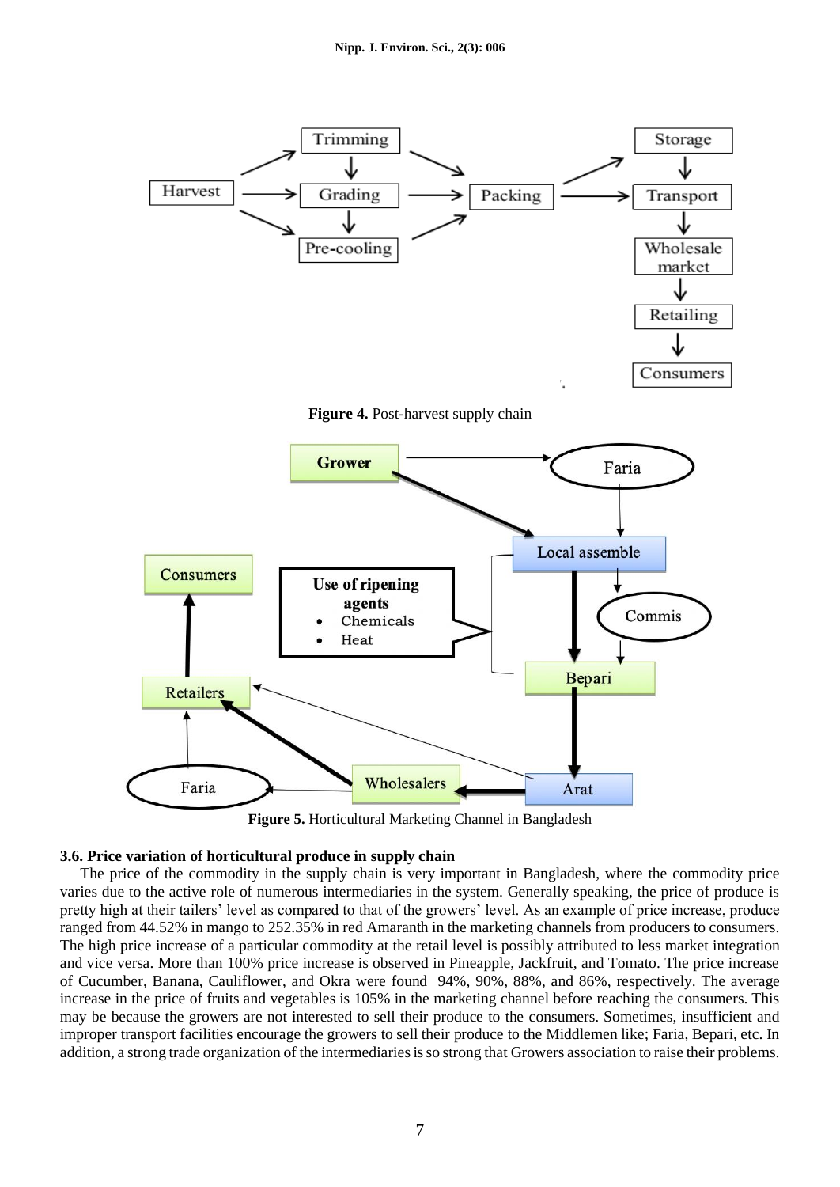Figure 4. Post-harvest supply chain

Figure 5. Horticultural Marketing Channel in Bangladesh

### 3.6. Price variation of horticultural produce in supply chain

The price of the commodity in the supply chain is very important in Bangladesh, where the commodity price varies due to the active role of numerous intermediaries in the system. Generally speaking, the price of produce is pretty high at their tailers' level as compared to that of the growers' level. As an example of price increase, produce ranged from 44.52% in mango to 252.35% in red Amaranth in the marketing channels from producers to consumers. The high price increase of a particular commodity at the retail level is possibly attributed to less market integration and vice versa. More than 100% price increase is observed in Pineapple, Jackfruit, and Tomato. The price increase of Cucumber, Banana, Cauliflower, and Okra were found 94%, 90%, 88%, and 86%, respectively. The average increase in the price of fruits and vegetables is 105% in the marketing channel before reaching the consumers. This may be because the growers are not interested to sell their produce to the consumers. Sometimes, insufficient and improper transport facilities encourage the growers to sell their produce to the Middlemen like; Faria, Bepari, etc. In addition, a strong trade organization of the intermediaries is so strong that Growers association to raise their problems.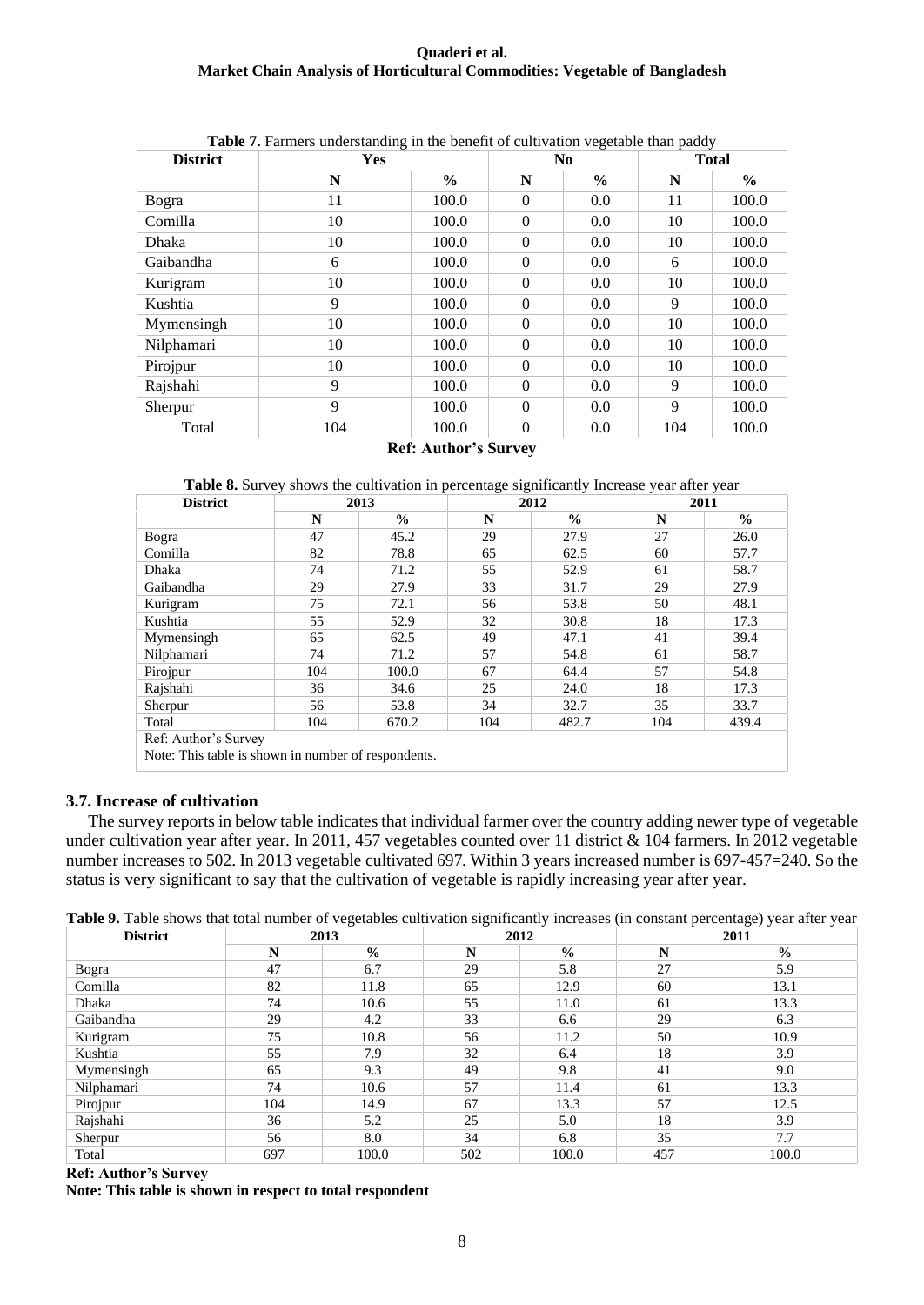**Table 7.** Farmers understanding in the benefit of cultivation vegetable than paddy

| District | Yes | | No | | Total | |
|---|---|---|---|---|---|---|
| | N | % | N | % | N | % |
| Bogra | 11 | 100.0 | 0 | 0.0 | 11 | 100.0 |
| Comilla | 10 | 100.0 | 0 | 0.0 | 10 | 100.0 |
| Dhaka | 10 | 100.0 | 0 | 0.0 | 10 | 100.0 |
| Gaibandha | 6 | 100.0 | 0 | 0.0 | 6 | 100.0 |
| Kurigram | 10 | 100.0 | 0 | 0.0 | 10 | 100.0 |
| Kushtia | 9 | 100.0 | 0 | 0.0 | 9 | 100.0 |
| Mymensingh | 10 | 100.0 | 0 | 0.0 | 10 | 100.0 |
| Nilphamari | 10 | 100.0 | 0 | 0.0 | 10 | 100.0 |
| Pirojpur | 10 | 100.0 | 0 | 0.0 | 10 | 100.0 |
| Rajshahi | 9 | 100.0 | 0 | 0.0 | 9 | 100.0 |
| Sherpur | 9 | 100.0 | 0 | 0.0 | 9 | 100.0 |
| Total | 104 | 100.0 | 0 | 0.0 | 104 | 100.0 |

**Ref: Author's Survey**

**Table 8.** Survey shows the cultivation in percentage significantly Increase year after year

| District | 2013 | | 2012 | | 2011 | |
|---|---|---|---|---|---|---|
| | N | % | N | % | N | % |
| Bogra | 47 | 45.2 | 29 | 27.9 | 27 | 26.0 |
| Comilla | 82 | 78.8 | 65 | 62.5 | 60 | 57.7 |
| Dhaka | 74 | 71.2 | 55 | 52.9 | 61 | 58.7 |
| Gaibandha | 29 | 27.9 | 33 | 31.7 | 29 | 27.9 |
| Kurigram | 75 | 72.1 | 56 | 53.8 | 50 | 48.1 |
| Kushtia | 55 | 52.9 | 32 | 30.8 | 18 | 17.3 |
| Mymensingh | 65 | 62.5 | 49 | 47.1 | 41 | 39.4 |
| Nilphamari | 74 | 71.2 | 57 | 54.8 | 61 | 58.7 |
| Pirojpur | 104 | 100.0 | 67 | 64.4 | 57 | 54.8 |
| Rajshahi | 36 | 34.6 | 25 | 24.0 | 18 | 17.3 |
| Sherpur | 56 | 53.8 | 34 | 32.7 | 35 | 33.7 |
| Total | 104 | 670.2 | 104 | 482.7 | 104 | 439.4 |

Ref: Author's Survey

Note: This table is shown in number of respondents.

### 3.7. Increase of cultivation

The survey reports in below table indicates that individual farmer over the country adding newer type of vegetable under cultivation year after year. In 2011, 457 vegetables counted over 11 district & 104 farmers. In 2012 vegetable number increases to 502. In 2013 vegetable cultivated 697. Within 3 years increased number is 697-457=240. So the status is very significant to say that the cultivation of vegetable is rapidly increasing year after year.

**Table 9.** Table shows that total number of vegetables cultivation significantly increases (in constant percentage) year after year

| District | 2013 | | 2012 | | 2011 | |
|---|---|---|---|---|---|---|
| | N | % | N | % | N | % |
| Bogra | 47 | 6.7 | 29 | 5.8 | 27 | 5.9 |
| Comilla | 82 | 11.8 | 65 | 12.9 | 60 | 13.1 |
| Dhaka | 74 | 10.6 | 55 | 11.0 | 61 | 13.3 |
| Gaibandha | 29 | 4.2 | 33 | 6.6 | 29 | 6.3 |
| Kurigram | 75 | 10.8 | 56 | 11.2 | 50 | 10.9 |
| Kushtia | 55 | 7.9 | 32 | 6.4 | 18 | 3.9 |
| Mymensingh | 65 | 9.3 | 49 | 9.8 | 41 | 9.0 |
| Nilphamari | 74 | 10.6 | 57 | 11.4 | 61 | 13.3 |
| Pirojpur | 104 | 14.9 | 67 | 13.3 | 57 | 12.5 |
| Rajshahi | 36 | 5.2 | 25 | 5.0 | 18 | 3.9 |
| Sherpur | 56 | 8.0 | 34 | 6.8 | 35 | 7.7 |
| Total | 697 | 100.0 | 502 | 100.0 | 457 | 100.0 |

**Ref: Author's Survey**

**Note: This table is shown in respect to total respondent**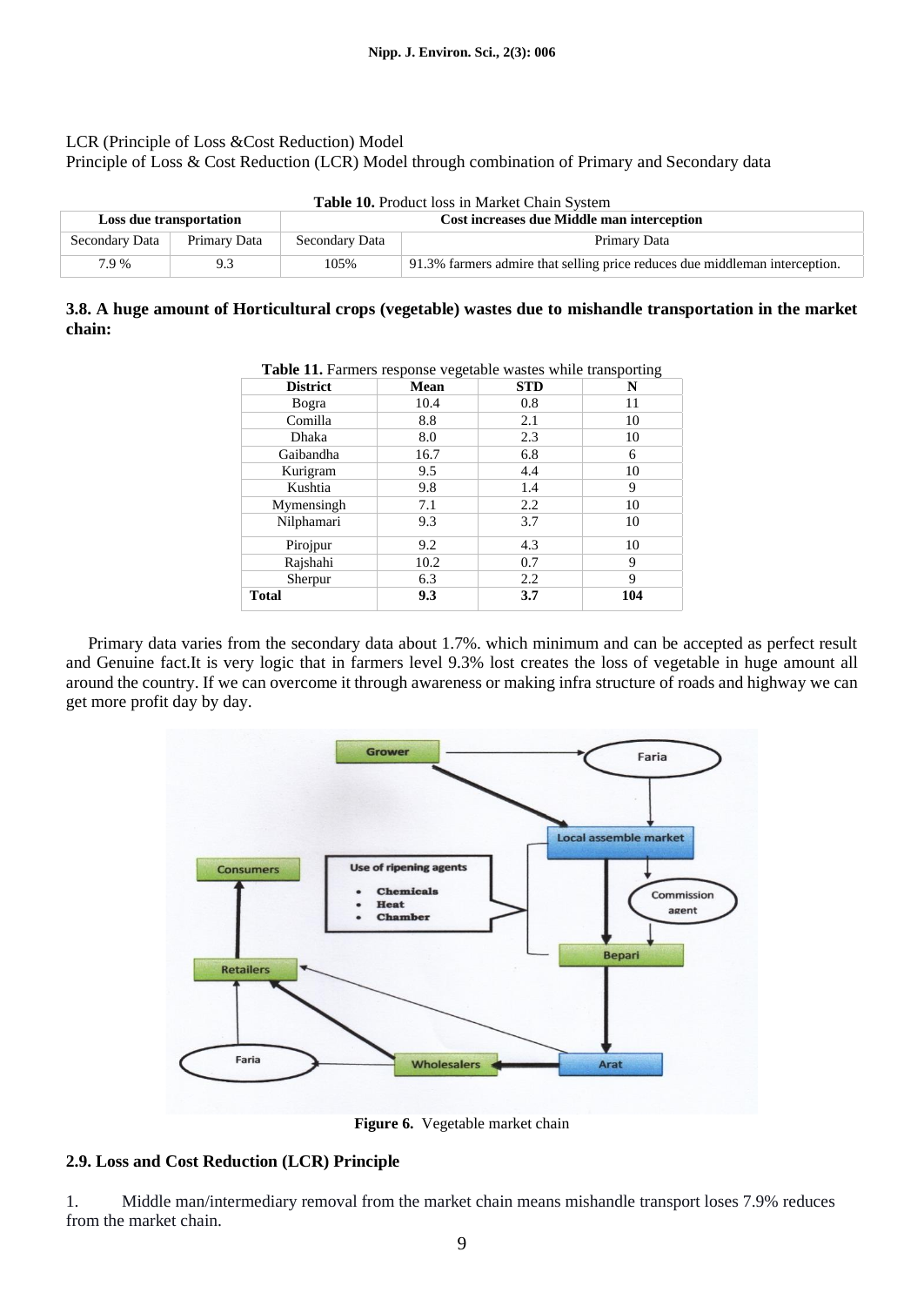LCR (Principle of Loss &Cost Reduction) Model

Principle of Loss & Cost Reduction (LCR) Model through combination of Primary and Secondary data

**Table 10.** Product loss in Market Chain System

| Loss due transportation | | Cost increases due Middle man interception | |
|---|---|---|---|
| Secondary Data | Primary Data | Secondary Data | Primary Data |
| 7.9 % | 9.3 | 105% | 91.3% farmers admire that selling price reduces due middleman interception. |

### 3.8. A huge amount of Horticultural crops (vegetable) wastes due to mishandle transportation in the market chain:

**Table 11.** Farmers response vegetable wastes while transporting

| District | Mean | STD | N |
|---|---|---|---|
| Bogra | 10.4 | 0.8 | 11 |
| Comilla | 8.8 | 2.1 | 10 |
| Dhaka | 8.0 | 2.3 | 10 |
| Gaibandha | 16.7 | 6.8 | 6 |
| Kurigram | 9.5 | 4.4 | 10 |
| Kushtia | 9.8 | 1.4 | 9 |
| Mymensingh | 7.1 | 2.2 | 10 |
| Nilphamari | 9.3 | 3.7 | 10 |
| Pirojpur | 9.2 | 4.3 | 10 |
| Rajshahi | 10.2 | 0.7 | 9 |
| Sherpur | 6.3 | 2.2 | 9 |
| **Total** | **9.3** | **3.7** | **104** |

Primary data varies from the secondary data about 1.7%. which minimum and can be accepted as perfect result and Genuine fact.It is very logic that in farmers level 9.3% lost creates the loss of vegetable in huge amount all around the country. If we can overcome it through awareness or making infra structure of roads and highway we can get more profit day by day.

**Figure 6.** Vegetable market chain

### 2.9. Loss and Cost Reduction (LCR) Principle

1. Middle man/intermediary removal from the market chain means mishandle transport loses 7.9% reduces from the market chain.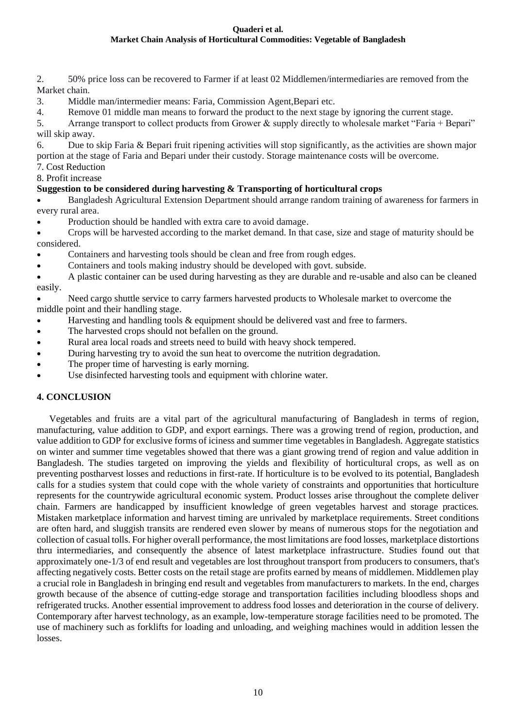2. 50% price loss can be recovered to Farmer if at least 02 Middlemen/intermediaries are removed from the Market chain.
3. Middle man/intermedier means: Faria, Commission Agent,Bepari etc.
4. Remove 01 middle man means to forward the product to the next stage by ignoring the current stage.
5. Arrange transport to collect products from Grower & supply directly to wholesale market "Faria + Bepari" will skip away.
6. Due to skip Faria & Bepari fruit ripening activities will stop significantly, as the activities are shown major portion at the stage of Faria and Bepari under their custody. Storage maintenance costs will be overcome.
7. Cost Reduction
8. Profit increase

**Suggestion to be considered during harvesting & Transporting of horticultural crops**

- Bangladesh Agricultural Extension Department should arrange random training of awareness for farmers in every rural area.
- Production should be handled with extra care to avoid damage.
- Crops will be harvested according to the market demand. In that case, size and stage of maturity should be considered.
- Containers and harvesting tools should be clean and free from rough edges.
- Containers and tools making industry should be developed with govt. subside.
- A plastic container can be used during harvesting as they are durable and re-usable and also can be cleaned easily.
- Need cargo shuttle service to carry farmers harvested products to Wholesale market to overcome the middle point and their handling stage.
- Harvesting and handling tools & equipment should be delivered vast and free to farmers.
- The harvested crops should not befallen on the ground.
- Rural area local roads and streets need to build with heavy shock tempered.
- During harvesting try to avoid the sun heat to overcome the nutrition degradation.
- The proper time of harvesting is early morning.
- Use disinfected harvesting tools and equipment with chlorine water.

## 4. CONCLUSION

Vegetables and fruits are a vital part of the agricultural manufacturing of Bangladesh in terms of region, manufacturing, value addition to GDP, and export earnings. There was a growing trend of region, production, and value addition to GDP for exclusive forms of iciness and summer time vegetables in Bangladesh. Aggregate statistics on winter and summer time vegetables showed that there was a giant growing trend of region and value addition in Bangladesh. The studies targeted on improving the yields and flexibility of horticultural crops, as well as on preventing postharvest losses and reductions in first-rate. If horticulture is to be evolved to its potential, Bangladesh calls for a studies system that could cope with the whole variety of constraints and opportunities that horticulture represents for the countrywide agricultural economic system. Product losses arise throughout the complete deliver chain. Farmers are handicapped by insufficient knowledge of green vegetables harvest and storage practices. Mistaken marketplace information and harvest timing are unrivaled by marketplace requirements. Street conditions are often hard, and sluggish transits are rendered even slower by means of numerous stops for the negotiation and collection of casual tolls. For higher overall performance, the most limitations are food losses, marketplace distortions thru intermediaries, and consequently the absence of latest marketplace infrastructure. Studies found out that approximately one-1/3 of end result and vegetables are lost throughout transport from producers to consumers, that's affecting negatively costs. Better costs on the retail stage are profits earned by means of middlemen. Middlemen play a crucial role in Bangladesh in bringing end result and vegetables from manufacturers to markets. In the end, charges growth because of the absence of cutting-edge storage and transportation facilities including bloodless shops and refrigerated trucks. Another essential improvement to address food losses and deterioration in the course of delivery. Contemporary after harvest technology, as an example, low-temperature storage facilities need to be promoted. The use of machinery such as forklifts for loading and unloading, and weighing machines would in addition lessen the losses.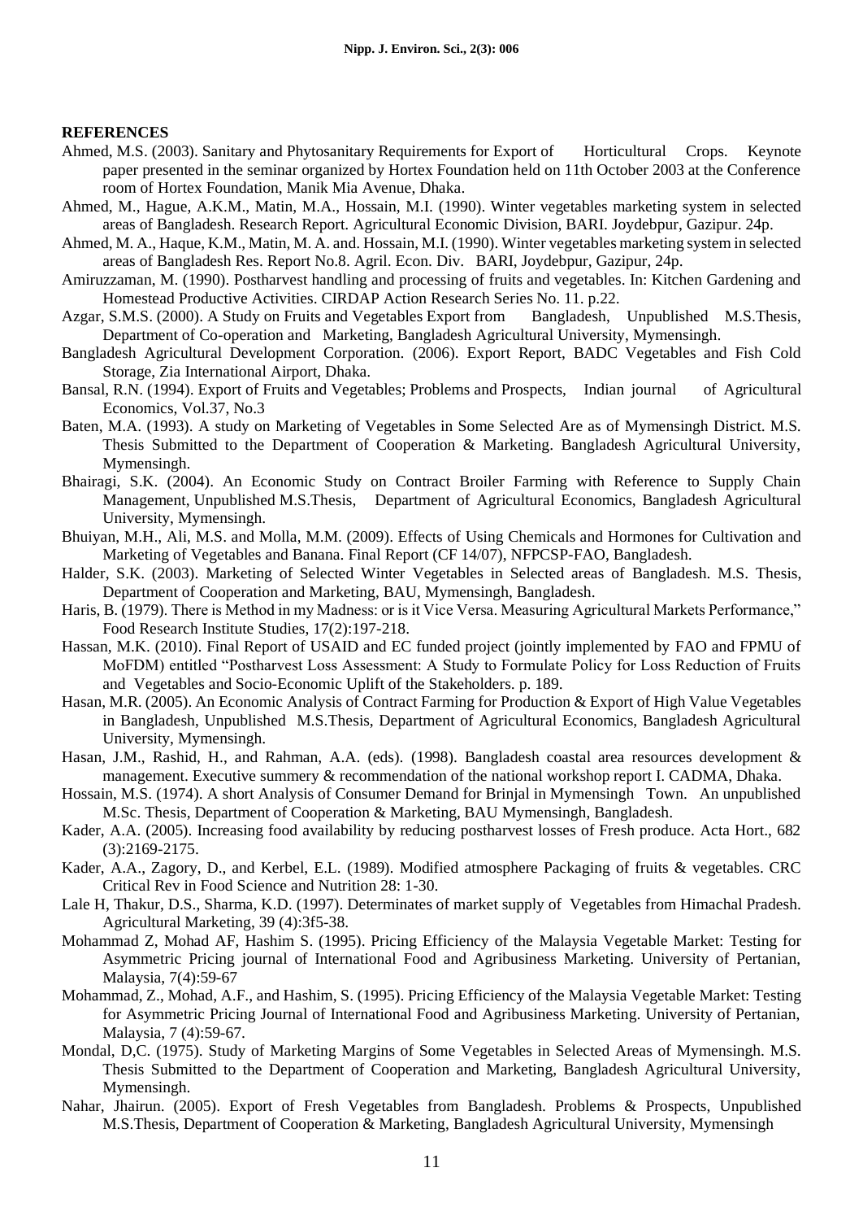**REFERENCES**

Ahmed, M.S. (2003). Sanitary and Phytosanitary Requirements for Export of Horticultural Crops. Keynote paper presented in the seminar organized by Hortex Foundation held on 11th October 2003 at the Conference room of Hortex Foundation, Manik Mia Avenue, Dhaka.

Ahmed, M., Hague, A.K.M., Matin, M.A., Hossain, M.I. (1990). Winter vegetables marketing system in selected areas of Bangladesh. Research Report. Agricultural Economic Division, BARI. Joydebpur, Gazipur. 24p.

Ahmed, M. A., Haque, K.M., Matin, M. A. and. Hossain, M.I. (1990). Winter vegetables marketing system in selected areas of Bangladesh Res. Report No.8. Agril. Econ. Div. BARI, Joydebpur, Gazipur, 24p.

Amiruzzaman, M. (1990). Postharvest handling and processing of fruits and vegetables. In: Kitchen Gardening and Homestead Productive Activities. CIRDAP Action Research Series No. 11. p.22.

Azgar, S.M.S. (2000). A Study on Fruits and Vegetables Export from Bangladesh, Unpublished M.S.Thesis, Department of Co-operation and Marketing, Bangladesh Agricultural University, Mymensingh.

Bangladesh Agricultural Development Corporation. (2006). Export Report, BADC Vegetables and Fish Cold Storage, Zia International Airport, Dhaka.

Bansal, R.N. (1994). Export of Fruits and Vegetables; Problems and Prospects, Indian journal of Agricultural Economics, Vol.37, No.3

Baten, M.A. (1993). A study on Marketing of Vegetables in Some Selected Are as of Mymensingh District. M.S. Thesis Submitted to the Department of Cooperation & Marketing. Bangladesh Agricultural University, Mymensingh.

Bhairagi, S.K. (2004). An Economic Study on Contract Broiler Farming with Reference to Supply Chain Management, Unpublished M.S.Thesis, Department of Agricultural Economics, Bangladesh Agricultural University, Mymensingh.

Bhuiyan, M.H., Ali, M.S. and Molla, M.M. (2009). Effects of Using Chemicals and Hormones for Cultivation and Marketing of Vegetables and Banana. Final Report (CF 14/07), NFPCSP-FAO, Bangladesh.

Halder, S.K. (2003). Marketing of Selected Winter Vegetables in Selected areas of Bangladesh. M.S. Thesis, Department of Cooperation and Marketing, BAU, Mymensingh, Bangladesh.

Haris, B. (1979). There is Method in my Madness: or is it Vice Versa. Measuring Agricultural Markets Performance," Food Research Institute Studies, 17(2):197-218.

Hassan, M.K. (2010). Final Report of USAID and EC funded project (jointly implemented by FAO and FPMU of MoFDM) entitled "Postharvest Loss Assessment: A Study to Formulate Policy for Loss Reduction of Fruits and Vegetables and Socio-Economic Uplift of the Stakeholders. p. 189.

Hasan, M.R. (2005). An Economic Analysis of Contract Farming for Production & Export of High Value Vegetables in Bangladesh, Unpublished M.S.Thesis, Department of Agricultural Economics, Bangladesh Agricultural University, Mymensingh.

Hasan, J.M., Rashid, H., and Rahman, A.A. (eds). (1998). Bangladesh coastal area resources development & management. Executive summery & recommendation of the national workshop report I. CADMA, Dhaka.

Hossain, M.S. (1974). A short Analysis of Consumer Demand for Brinjal in Mymensingh Town. An unpublished M.Sc. Thesis, Department of Cooperation & Marketing, BAU Mymensingh, Bangladesh.

Kader, A.A. (2005). Increasing food availability by reducing postharvest losses of Fresh produce. Acta Hort., 682 (3):2169-2175.

Kader, A.A., Zagory, D., and Kerbel, E.L. (1989). Modified atmosphere Packaging of fruits & vegetables. CRC Critical Rev in Food Science and Nutrition 28: 1-30.

Lale H, Thakur, D.S., Sharma, K.D. (1997). Determinates of market supply of Vegetables from Himachal Pradesh. Agricultural Marketing, 39 (4):3f5-38.

Mohammad Z, Mohad AF, Hashim S. (1995). Pricing Efficiency of the Malaysia Vegetable Market: Testing for Asymmetric Pricing journal of International Food and Agribusiness Marketing. University of Pertanian, Malaysia, 7(4):59-67

Mohammad, Z., Mohad, A.F., and Hashim, S. (1995). Pricing Efficiency of the Malaysia Vegetable Market: Testing for Asymmetric Pricing Journal of International Food and Agribusiness Marketing. University of Pertanian, Malaysia, 7 (4):59-67.

Mondal, D,C. (1975). Study of Marketing Margins of Some Vegetables in Selected Areas of Mymensingh. M.S. Thesis Submitted to the Department of Cooperation and Marketing, Bangladesh Agricultural University, Mymensingh.

Nahar, Jhairun. (2005). Export of Fresh Vegetables from Bangladesh. Problems & Prospects, Unpublished M.S.Thesis, Department of Cooperation & Marketing, Bangladesh Agricultural University, Mymensingh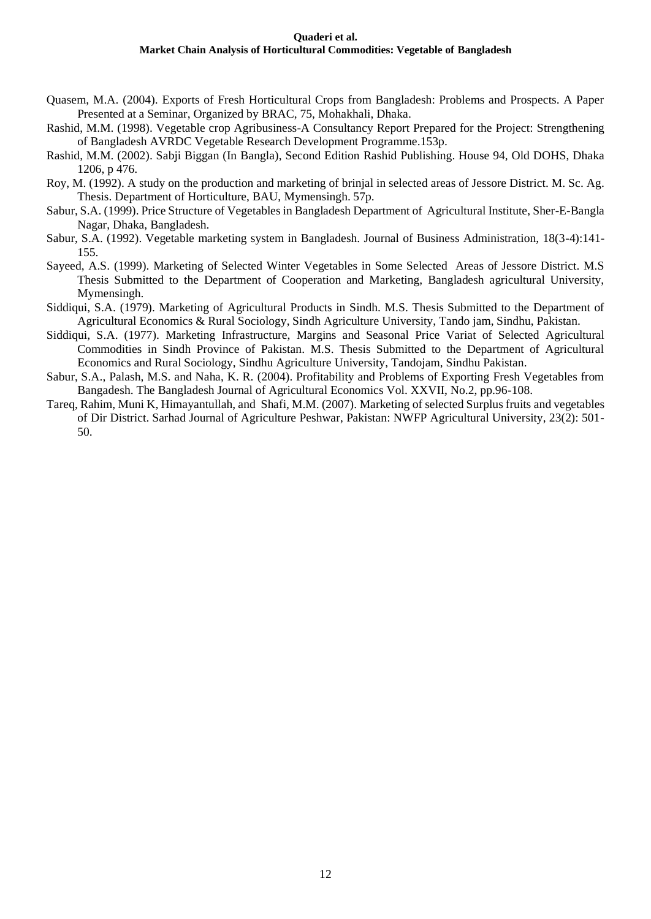Quasem, M.A. (2004). Exports of Fresh Horticultural Crops from Bangladesh: Problems and Prospects. A Paper Presented at a Seminar, Organized by BRAC, 75, Mohakhali, Dhaka.

Rashid, M.M. (1998). Vegetable crop Agribusiness-A Consultancy Report Prepared for the Project: Strengthening of Bangladesh AVRDC Vegetable Research Development Programme.153p.

Rashid, M.M. (2002). Sabji Biggan (In Bangla), Second Edition Rashid Publishing. House 94, Old DOHS, Dhaka 1206, p 476.

Roy, M. (1992). A study on the production and marketing of brinjal in selected areas of Jessore District. M. Sc. Ag. Thesis. Department of Horticulture, BAU, Mymensingh. 57p.

Sabur, S.A. (1999). Price Structure of Vegetables in Bangladesh Department of Agricultural Institute, Sher-E-Bangla Nagar, Dhaka, Bangladesh.

Sabur, S.A. (1992). Vegetable marketing system in Bangladesh. Journal of Business Administration, 18(3-4):141-155.

Sayeed, A.S. (1999). Marketing of Selected Winter Vegetables in Some Selected Areas of Jessore District. M.S Thesis Submitted to the Department of Cooperation and Marketing, Bangladesh agricultural University, Mymensingh.

Siddiqui, S.A. (1979). Marketing of Agricultural Products in Sindh. M.S. Thesis Submitted to the Department of Agricultural Economics & Rural Sociology, Sindh Agriculture University, Tando jam, Sindhu, Pakistan.

Siddiqui, S.A. (1977). Marketing Infrastructure, Margins and Seasonal Price Variat of Selected Agricultural Commodities in Sindh Province of Pakistan. M.S. Thesis Submitted to the Department of Agricultural Economics and Rural Sociology, Sindhu Agriculture University, Tandojam, Sindhu Pakistan.

Sabur, S.A., Palash, M.S. and Naha, K. R. (2004). Profitability and Problems of Exporting Fresh Vegetables from Bangadesh. The Bangladesh Journal of Agricultural Economics Vol. XXVII, No.2, pp.96-108.

Tareq, Rahim, Muni K, Himayantullah, and Shafi, M.M. (2007). Marketing of selected Surplus fruits and vegetables of Dir District. Sarhad Journal of Agriculture Peshwar, Pakistan: NWFP Agricultural University, 23(2): 501-50.